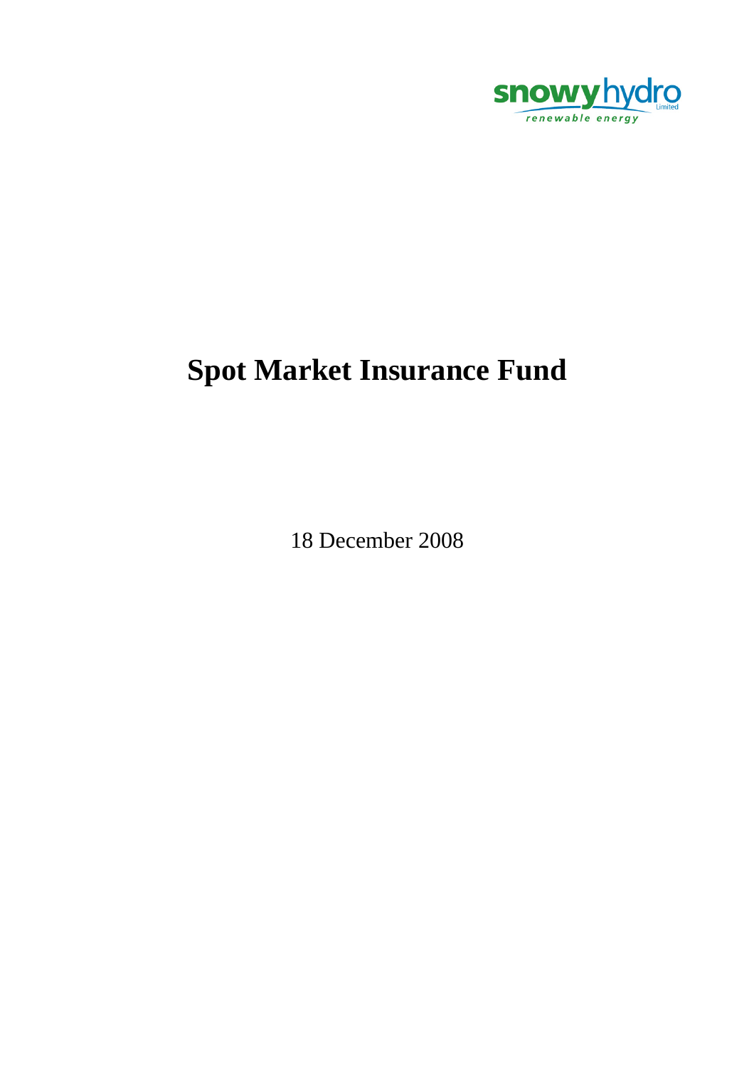snowy hydro Limited

renewable energy

# Spot Market Insurance Fund

18 December 2008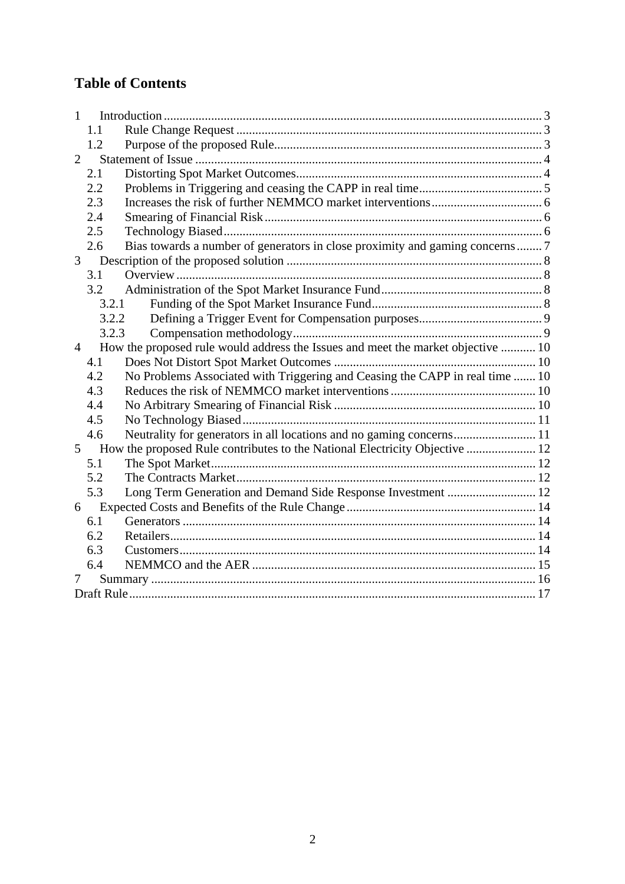# Table of Contents

1 Introduction ........ 3
- 1.1 Rule Change Request ........ 3
- 1.2 Purpose of the proposed Rule ........ 3

2 Statement of Issue ........ 4
- 2.1 Distorting Spot Market Outcomes ........ 4
- 2.2 Problems in Triggering and ceasing the CAPP in real time ........ 5
- 2.3 Increases the risk of further NEMMCO market interventions ........ 6
- 2.4 Smearing of Financial Risk ........ 6
- 2.5 Technology Biased ........ 6
- 2.6 Bias towards a number of generators in close proximity and gaming concerns ........ 7

3 Description of the proposed solution ........ 8
- 3.1 Overview ........ 8
- 3.2 Administration of the Spot Market Insurance Fund ........ 8
  - 3.2.1 Funding of the Spot Market Insurance Fund ........ 8
  - 3.2.2 Defining a Trigger Event for Compensation purposes ........ 9
  - 3.2.3 Compensation methodology ........ 9

4 How the proposed rule would address the Issues and meet the market objective ........ 10
- 4.1 Does Not Distort Spot Market Outcomes ........ 10
- 4.2 No Problems Associated with Triggering and Ceasing the CAPP in real time ........ 10
- 4.3 Reduces the risk of NEMMCO market interventions ........ 10
- 4.4 No Arbitrary Smearing of Financial Risk ........ 10
- 4.5 No Technology Biased ........ 11
- 4.6 Neutrality for generators in all locations and no gaming concerns ........ 11

5 How the proposed Rule contributes to the National Electricity Objective ........ 12
- 5.1 The Spot Market ........ 12
- 5.2 The Contracts Market ........ 12
- 5.3 Long Term Generation and Demand Side Response Investment ........ 12

6 Expected Costs and Benefits of the Rule Change ........ 14
- 6.1 Generators ........ 14
- 6.2 Retailers ........ 14
- 6.3 Customers ........ 14
- 6.4 NEMMCO and the AER ........ 15

7 Summary ........ 16

Draft Rule ........ 17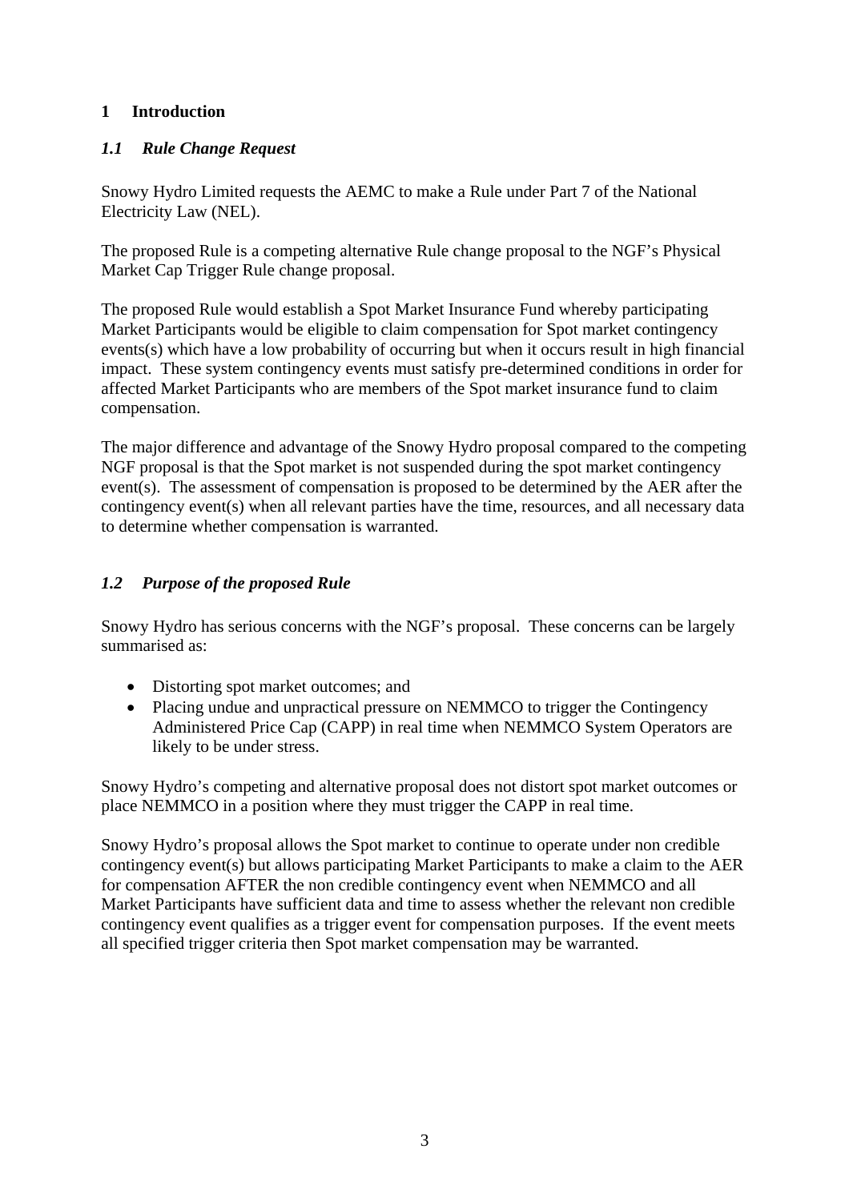# 1 Introduction

## *1.1 Rule Change Request*

Snowy Hydro Limited requests the AEMC to make a Rule under Part 7 of the National Electricity Law (NEL).

The proposed Rule is a competing alternative Rule change proposal to the NGF's Physical Market Cap Trigger Rule change proposal.

The proposed Rule would establish a Spot Market Insurance Fund whereby participating Market Participants would be eligible to claim compensation for Spot market contingency events(s) which have a low probability of occurring but when it occurs result in high financial impact. These system contingency events must satisfy pre-determined conditions in order for affected Market Participants who are members of the Spot market insurance fund to claim compensation.

The major difference and advantage of the Snowy Hydro proposal compared to the competing NGF proposal is that the Spot market is not suspended during the spot market contingency event(s). The assessment of compensation is proposed to be determined by the AER after the contingency event(s) when all relevant parties have the time, resources, and all necessary data to determine whether compensation is warranted.

## *1.2 Purpose of the proposed Rule*

Snowy Hydro has serious concerns with the NGF's proposal. These concerns can be largely summarised as:

- Distorting spot market outcomes; and
- Placing undue and unpractical pressure on NEMMCO to trigger the Contingency Administered Price Cap (CAPP) in real time when NEMMCO System Operators are likely to be under stress.

Snowy Hydro's competing and alternative proposal does not distort spot market outcomes or place NEMMCO in a position where they must trigger the CAPP in real time.

Snowy Hydro's proposal allows the Spot market to continue to operate under non credible contingency event(s) but allows participating Market Participants to make a claim to the AER for compensation AFTER the non credible contingency event when NEMMCO and all Market Participants have sufficient data and time to assess whether the relevant non credible contingency event qualifies as a trigger event for compensation purposes. If the event meets all specified trigger criteria then Spot market compensation may be warranted.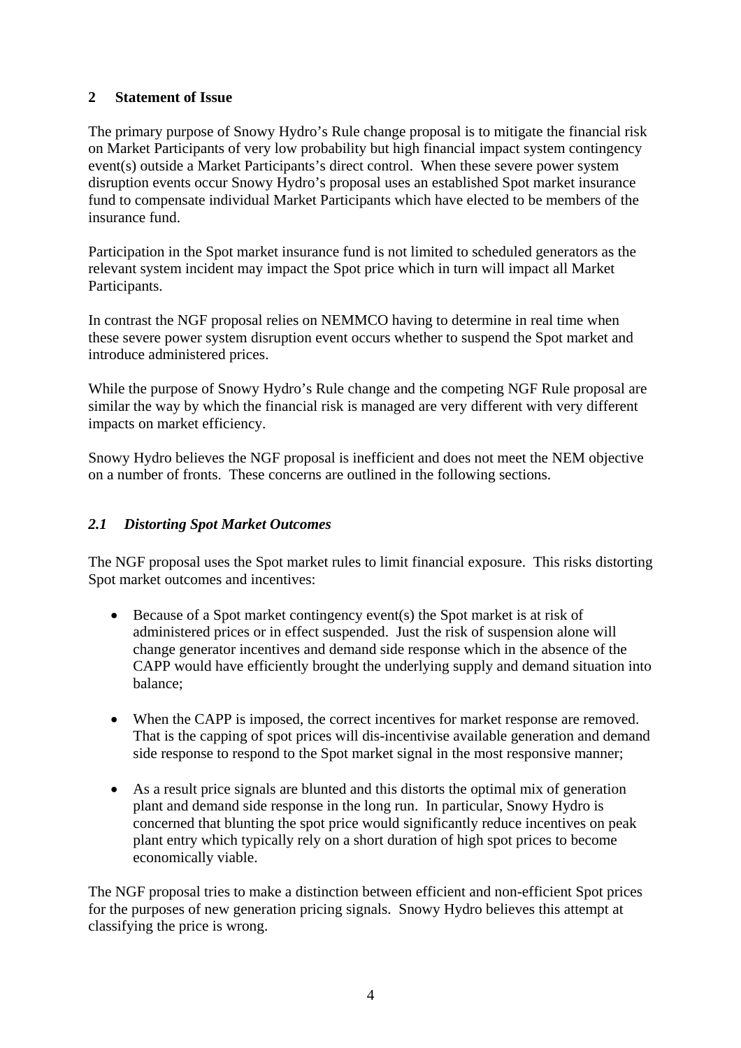## 2 Statement of Issue

The primary purpose of Snowy Hydro's Rule change proposal is to mitigate the financial risk on Market Participants of very low probability but high financial impact system contingency event(s) outside a Market Participants's direct control. When these severe power system disruption events occur Snowy Hydro's proposal uses an established Spot market insurance fund to compensate individual Market Participants which have elected to be members of the insurance fund.

Participation in the Spot market insurance fund is not limited to scheduled generators as the relevant system incident may impact the Spot price which in turn will impact all Market Participants.

In contrast the NGF proposal relies on NEMMCO having to determine in real time when these severe power system disruption event occurs whether to suspend the Spot market and introduce administered prices.

While the purpose of Snowy Hydro's Rule change and the competing NGF Rule proposal are similar the way by which the financial risk is managed are very different with very different impacts on market efficiency.

Snowy Hydro believes the NGF proposal is inefficient and does not meet the NEM objective on a number of fronts. These concerns are outlined in the following sections.

### *2.1 Distorting Spot Market Outcomes*

The NGF proposal uses the Spot market rules to limit financial exposure. This risks distorting Spot market outcomes and incentives:

- Because of a Spot market contingency event(s) the Spot market is at risk of administered prices or in effect suspended. Just the risk of suspension alone will change generator incentives and demand side response which in the absence of the CAPP would have efficiently brought the underlying supply and demand situation into balance;
- When the CAPP is imposed, the correct incentives for market response are removed. That is the capping of spot prices will dis-incentivise available generation and demand side response to respond to the Spot market signal in the most responsive manner;
- As a result price signals are blunted and this distorts the optimal mix of generation plant and demand side response in the long run. In particular, Snowy Hydro is concerned that blunting the spot price would significantly reduce incentives on peak plant entry which typically rely on a short duration of high spot prices to become economically viable.

The NGF proposal tries to make a distinction between efficient and non-efficient Spot prices for the purposes of new generation pricing signals. Snowy Hydro believes this attempt at classifying the price is wrong.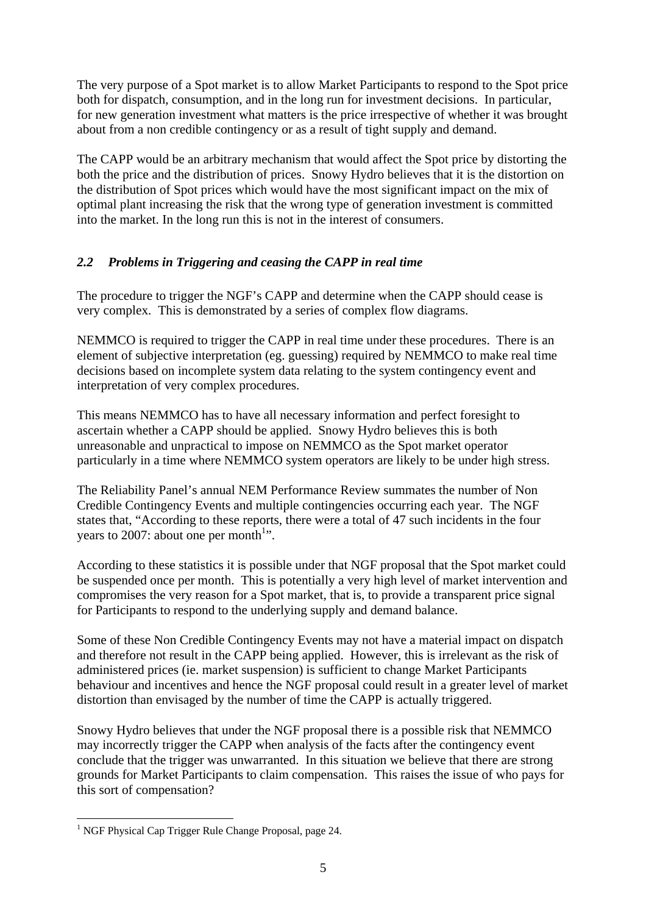The very purpose of a Spot market is to allow Market Participants to respond to the Spot price both for dispatch, consumption, and in the long run for investment decisions. In particular, for new generation investment what matters is the price irrespective of whether it was brought about from a non credible contingency or as a result of tight supply and demand.

The CAPP would be an arbitrary mechanism that would affect the Spot price by distorting the both the price and the distribution of prices. Snowy Hydro believes that it is the distortion on the distribution of Spot prices which would have the most significant impact on the mix of optimal plant increasing the risk that the wrong type of generation investment is committed into the market. In the long run this is not in the interest of consumers.

### *2.2 Problems in Triggering and ceasing the CAPP in real time*

The procedure to trigger the NGF's CAPP and determine when the CAPP should cease is very complex. This is demonstrated by a series of complex flow diagrams.

NEMMCO is required to trigger the CAPP in real time under these procedures. There is an element of subjective interpretation (eg. guessing) required by NEMMCO to make real time decisions based on incomplete system data relating to the system contingency event and interpretation of very complex procedures.

This means NEMMCO has to have all necessary information and perfect foresight to ascertain whether a CAPP should be applied. Snowy Hydro believes this is both unreasonable and unpractical to impose on NEMMCO as the Spot market operator particularly in a time where NEMMCO system operators are likely to be under high stress.

The Reliability Panel's annual NEM Performance Review summates the number of Non Credible Contingency Events and multiple contingencies occurring each year. The NGF states that, "According to these reports, there were a total of 47 such incidents in the four years to 2007: about one per month[1]".

According to these statistics it is possible under that NGF proposal that the Spot market could be suspended once per month. This is potentially a very high level of market intervention and compromises the very reason for a Spot market, that is, to provide a transparent price signal for Participants to respond to the underlying supply and demand balance.

Some of these Non Credible Contingency Events may not have a material impact on dispatch and therefore not result in the CAPP being applied. However, this is irrelevant as the risk of administered prices (ie. market suspension) is sufficient to change Market Participants behaviour and incentives and hence the NGF proposal could result in a greater level of market distortion than envisaged by the number of time the CAPP is actually triggered.

Snowy Hydro believes that under the NGF proposal there is a possible risk that NEMMCO may incorrectly trigger the CAPP when analysis of the facts after the contingency event conclude that the trigger was unwarranted. In this situation we believe that there are strong grounds for Market Participants to claim compensation. This raises the issue of who pays for this sort of compensation?

---

[1] NGF Physical Cap Trigger Rule Change Proposal, page 24.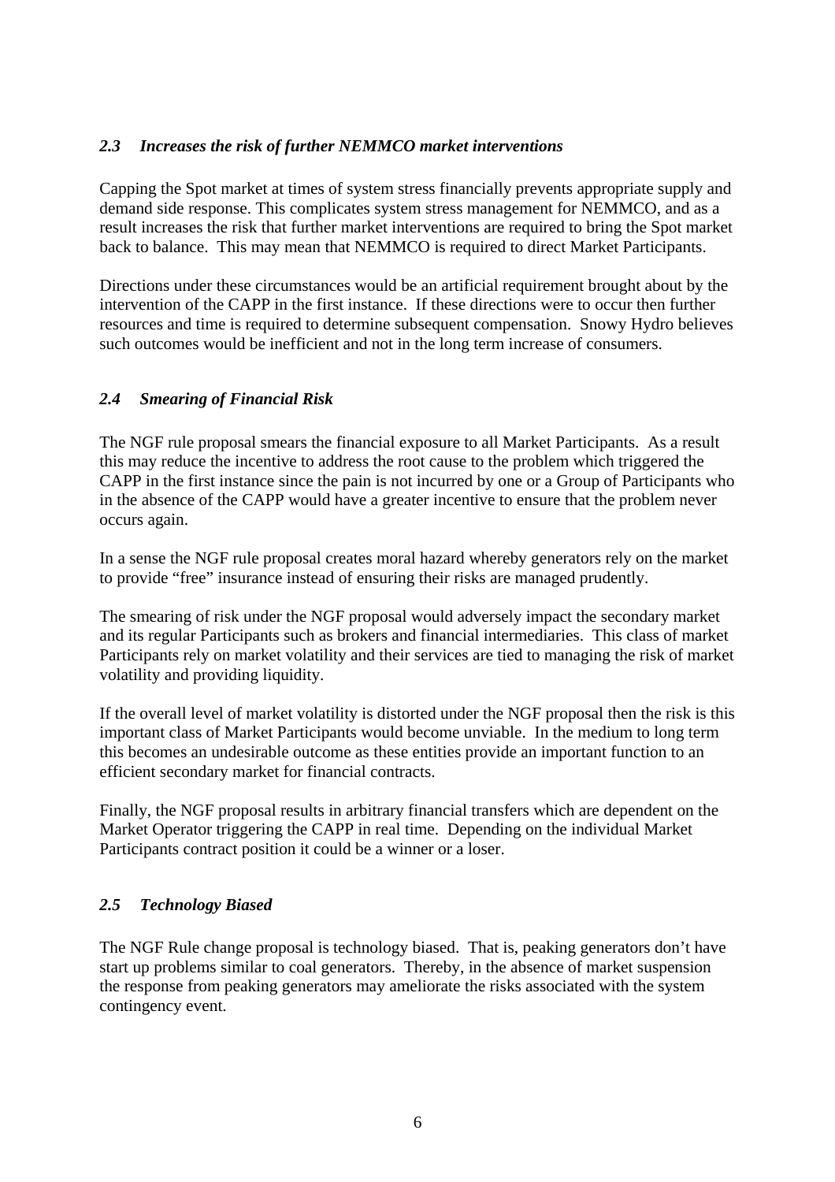### *2.3 Increases the risk of further NEMMCO market interventions*

Capping the Spot market at times of system stress financially prevents appropriate supply and demand side response. This complicates system stress management for NEMMCO, and as a result increases the risk that further market interventions are required to bring the Spot market back to balance. This may mean that NEMMCO is required to direct Market Participants.

Directions under these circumstances would be an artificial requirement brought about by the intervention of the CAPP in the first instance. If these directions were to occur then further resources and time is required to determine subsequent compensation. Snowy Hydro believes such outcomes would be inefficient and not in the long term increase of consumers.

### *2.4 Smearing of Financial Risk*

The NGF rule proposal smears the financial exposure to all Market Participants. As a result this may reduce the incentive to address the root cause to the problem which triggered the CAPP in the first instance since the pain is not incurred by one or a Group of Participants who in the absence of the CAPP would have a greater incentive to ensure that the problem never occurs again.

In a sense the NGF rule proposal creates moral hazard whereby generators rely on the market to provide "free" insurance instead of ensuring their risks are managed prudently.

The smearing of risk under the NGF proposal would adversely impact the secondary market and its regular Participants such as brokers and financial intermediaries. This class of market Participants rely on market volatility and their services are tied to managing the risk of market volatility and providing liquidity.

If the overall level of market volatility is distorted under the NGF proposal then the risk is this important class of Market Participants would become unviable. In the medium to long term this becomes an undesirable outcome as these entities provide an important function to an efficient secondary market for financial contracts.

Finally, the NGF proposal results in arbitrary financial transfers which are dependent on the Market Operator triggering the CAPP in real time. Depending on the individual Market Participants contract position it could be a winner or a loser.

### *2.5 Technology Biased*

The NGF Rule change proposal is technology biased. That is, peaking generators don't have start up problems similar to coal generators. Thereby, in the absence of market suspension the response from peaking generators may ameliorate the risks associated with the system contingency event.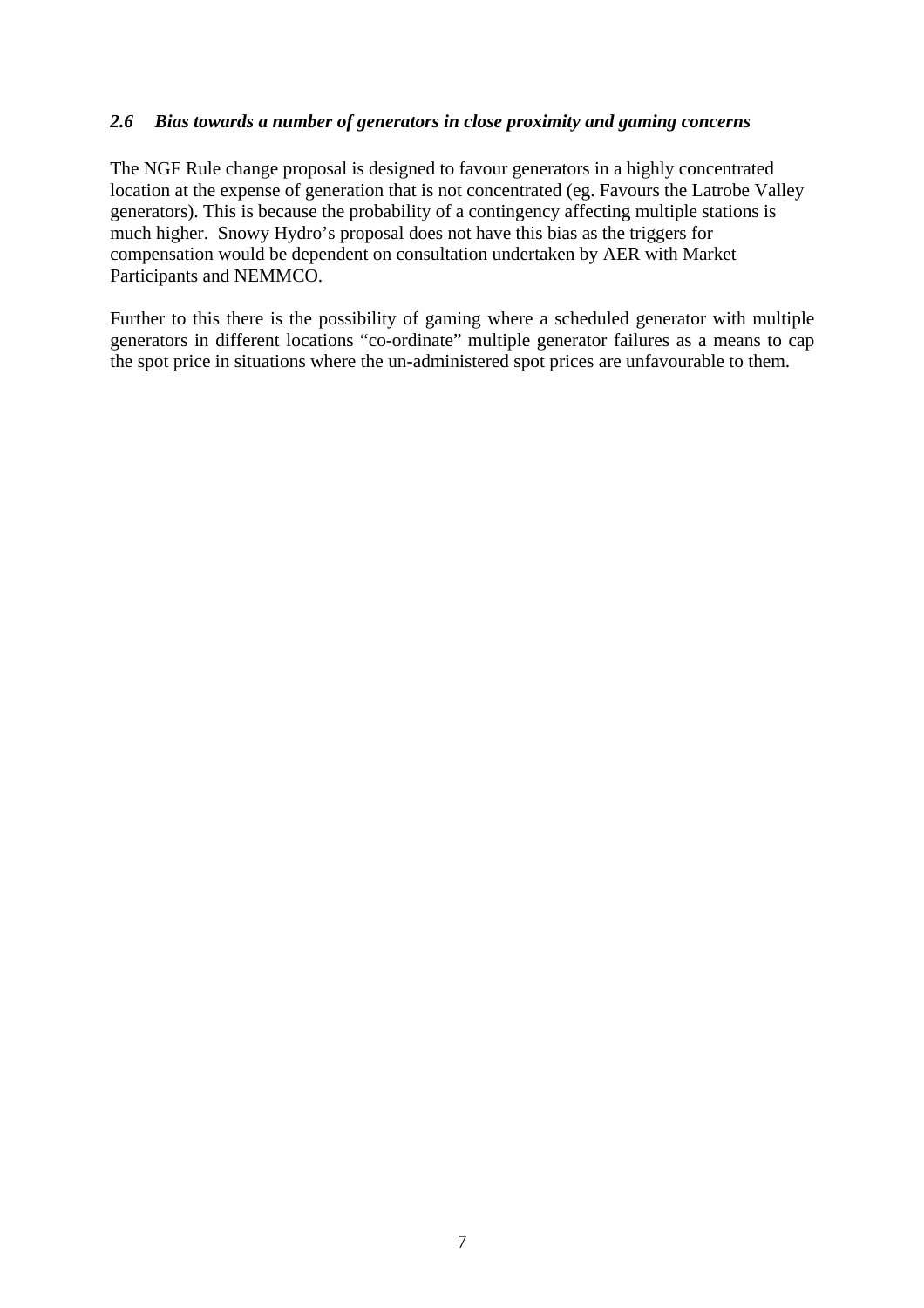### *2.6 Bias towards a number of generators in close proximity and gaming concerns*

The NGF Rule change proposal is designed to favour generators in a highly concentrated location at the expense of generation that is not concentrated (eg. Favours the Latrobe Valley generators). This is because the probability of a contingency affecting multiple stations is much higher. Snowy Hydro's proposal does not have this bias as the triggers for compensation would be dependent on consultation undertaken by AER with Market Participants and NEMMCO.

Further to this there is the possibility of gaming where a scheduled generator with multiple generators in different locations "co-ordinate" multiple generator failures as a means to cap the spot price in situations where the un-administered spot prices are unfavourable to them.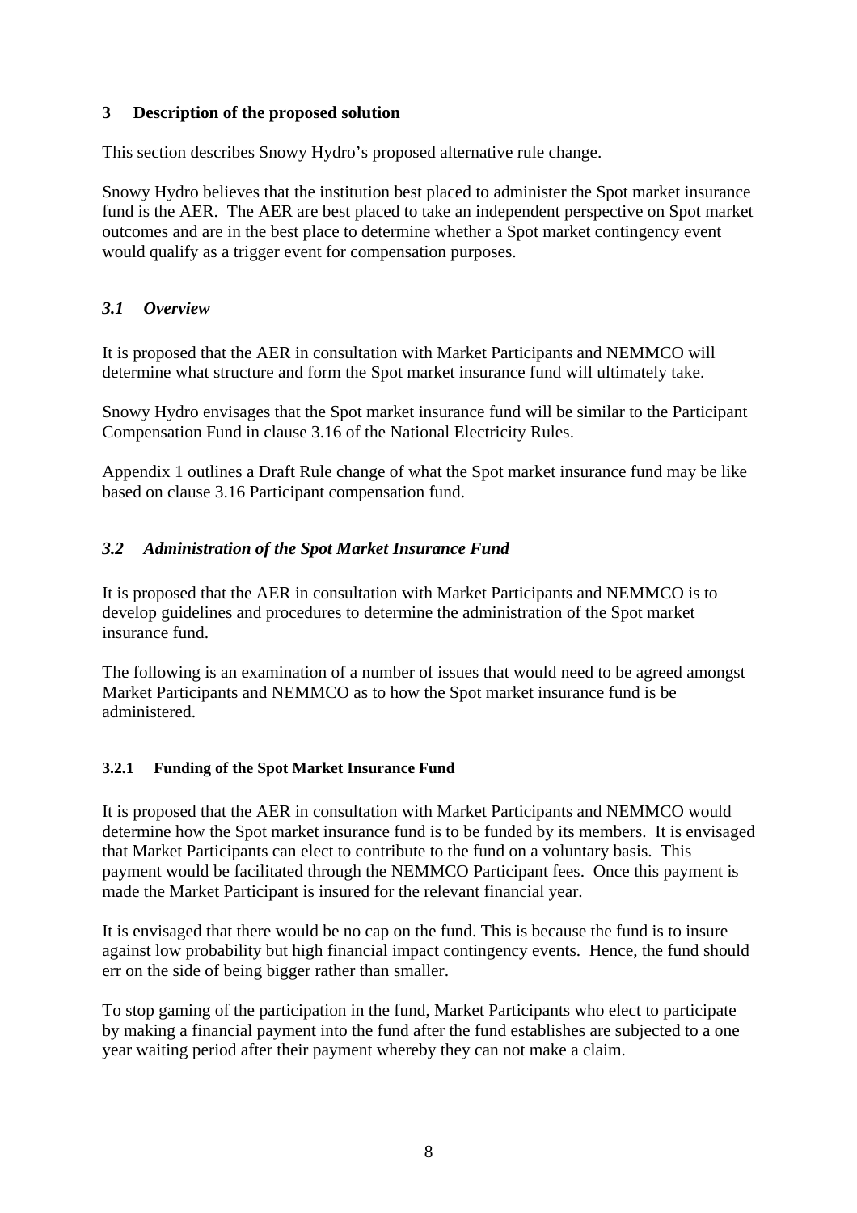## 3 Description of the proposed solution

This section describes Snowy Hydro's proposed alternative rule change.

Snowy Hydro believes that the institution best placed to administer the Spot market insurance fund is the AER. The AER are best placed to take an independent perspective on Spot market outcomes and are in the best place to determine whether a Spot market contingency event would qualify as a trigger event for compensation purposes.

### *3.1 Overview*

It is proposed that the AER in consultation with Market Participants and NEMMCO will determine what structure and form the Spot market insurance fund will ultimately take.

Snowy Hydro envisages that the Spot market insurance fund will be similar to the Participant Compensation Fund in clause 3.16 of the National Electricity Rules.

Appendix 1 outlines a Draft Rule change of what the Spot market insurance fund may be like based on clause 3.16 Participant compensation fund.

### *3.2 Administration of the Spot Market Insurance Fund*

It is proposed that the AER in consultation with Market Participants and NEMMCO is to develop guidelines and procedures to determine the administration of the Spot market insurance fund.

The following is an examination of a number of issues that would need to be agreed amongst Market Participants and NEMMCO as to how the Spot market insurance fund is be administered.

#### 3.2.1 Funding of the Spot Market Insurance Fund

It is proposed that the AER in consultation with Market Participants and NEMMCO would determine how the Spot market insurance fund is to be funded by its members. It is envisaged that Market Participants can elect to contribute to the fund on a voluntary basis. This payment would be facilitated through the NEMMCO Participant fees. Once this payment is made the Market Participant is insured for the relevant financial year.

It is envisaged that there would be no cap on the fund. This is because the fund is to insure against low probability but high financial impact contingency events. Hence, the fund should err on the side of being bigger rather than smaller.

To stop gaming of the participation in the fund, Market Participants who elect to participate by making a financial payment into the fund after the fund establishes are subjected to a one year waiting period after their payment whereby they can not make a claim.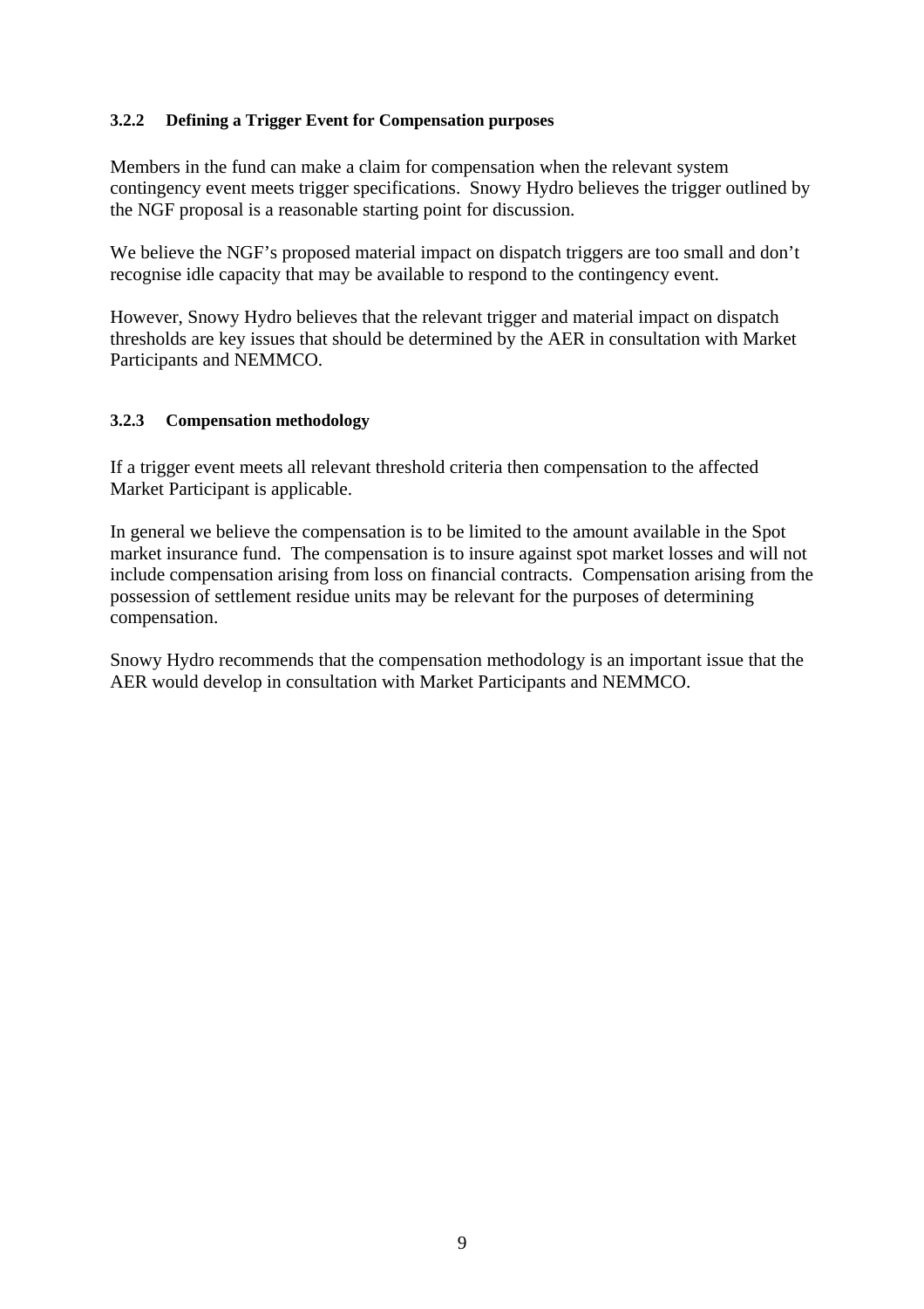#### 3.2.2 Defining a Trigger Event for Compensation purposes

Members in the fund can make a claim for compensation when the relevant system contingency event meets trigger specifications. Snowy Hydro believes the trigger outlined by the NGF proposal is a reasonable starting point for discussion.

We believe the NGF's proposed material impact on dispatch triggers are too small and don't recognise idle capacity that may be available to respond to the contingency event.

However, Snowy Hydro believes that the relevant trigger and material impact on dispatch thresholds are key issues that should be determined by the AER in consultation with Market Participants and NEMMCO.

#### 3.2.3 Compensation methodology

If a trigger event meets all relevant threshold criteria then compensation to the affected Market Participant is applicable.

In general we believe the compensation is to be limited to the amount available in the Spot market insurance fund. The compensation is to insure against spot market losses and will not include compensation arising from loss on financial contracts. Compensation arising from the possession of settlement residue units may be relevant for the purposes of determining compensation.

Snowy Hydro recommends that the compensation methodology is an important issue that the AER would develop in consultation with Market Participants and NEMMCO.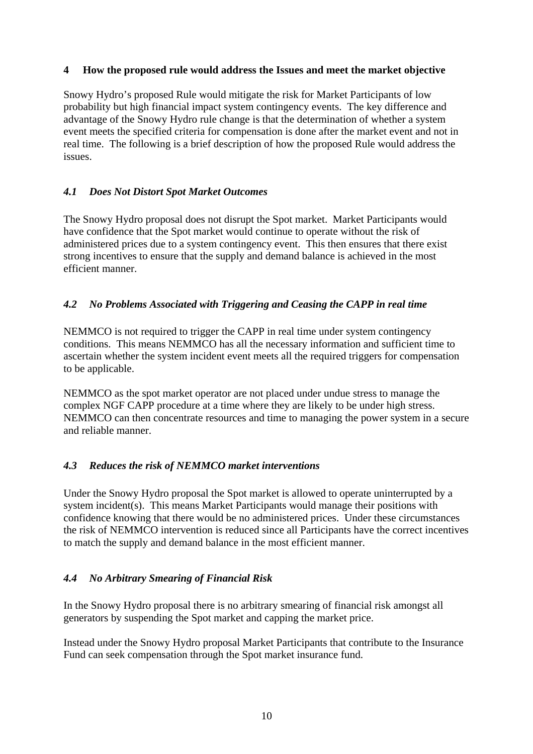## 4 How the proposed rule would address the Issues and meet the market objective

Snowy Hydro's proposed Rule would mitigate the risk for Market Participants of low probability but high financial impact system contingency events. The key difference and advantage of the Snowy Hydro rule change is that the determination of whether a system event meets the specified criteria for compensation is done after the market event and not in real time. The following is a brief description of how the proposed Rule would address the issues.

### *4.1 Does Not Distort Spot Market Outcomes*

The Snowy Hydro proposal does not disrupt the Spot market. Market Participants would have confidence that the Spot market would continue to operate without the risk of administered prices due to a system contingency event. This then ensures that there exist strong incentives to ensure that the supply and demand balance is achieved in the most efficient manner.

### *4.2 No Problems Associated with Triggering and Ceasing the CAPP in real time*

NEMMCO is not required to trigger the CAPP in real time under system contingency conditions. This means NEMMCO has all the necessary information and sufficient time to ascertain whether the system incident event meets all the required triggers for compensation to be applicable.

NEMMCO as the spot market operator are not placed under undue stress to manage the complex NGF CAPP procedure at a time where they are likely to be under high stress. NEMMCO can then concentrate resources and time to managing the power system in a secure and reliable manner.

### *4.3 Reduces the risk of NEMMCO market interventions*

Under the Snowy Hydro proposal the Spot market is allowed to operate uninterrupted by a system incident(s). This means Market Participants would manage their positions with confidence knowing that there would be no administered prices. Under these circumstances the risk of NEMMCO intervention is reduced since all Participants have the correct incentives to match the supply and demand balance in the most efficient manner.

### *4.4 No Arbitrary Smearing of Financial Risk*

In the Snowy Hydro proposal there is no arbitrary smearing of financial risk amongst all generators by suspending the Spot market and capping the market price.

Instead under the Snowy Hydro proposal Market Participants that contribute to the Insurance Fund can seek compensation through the Spot market insurance fund.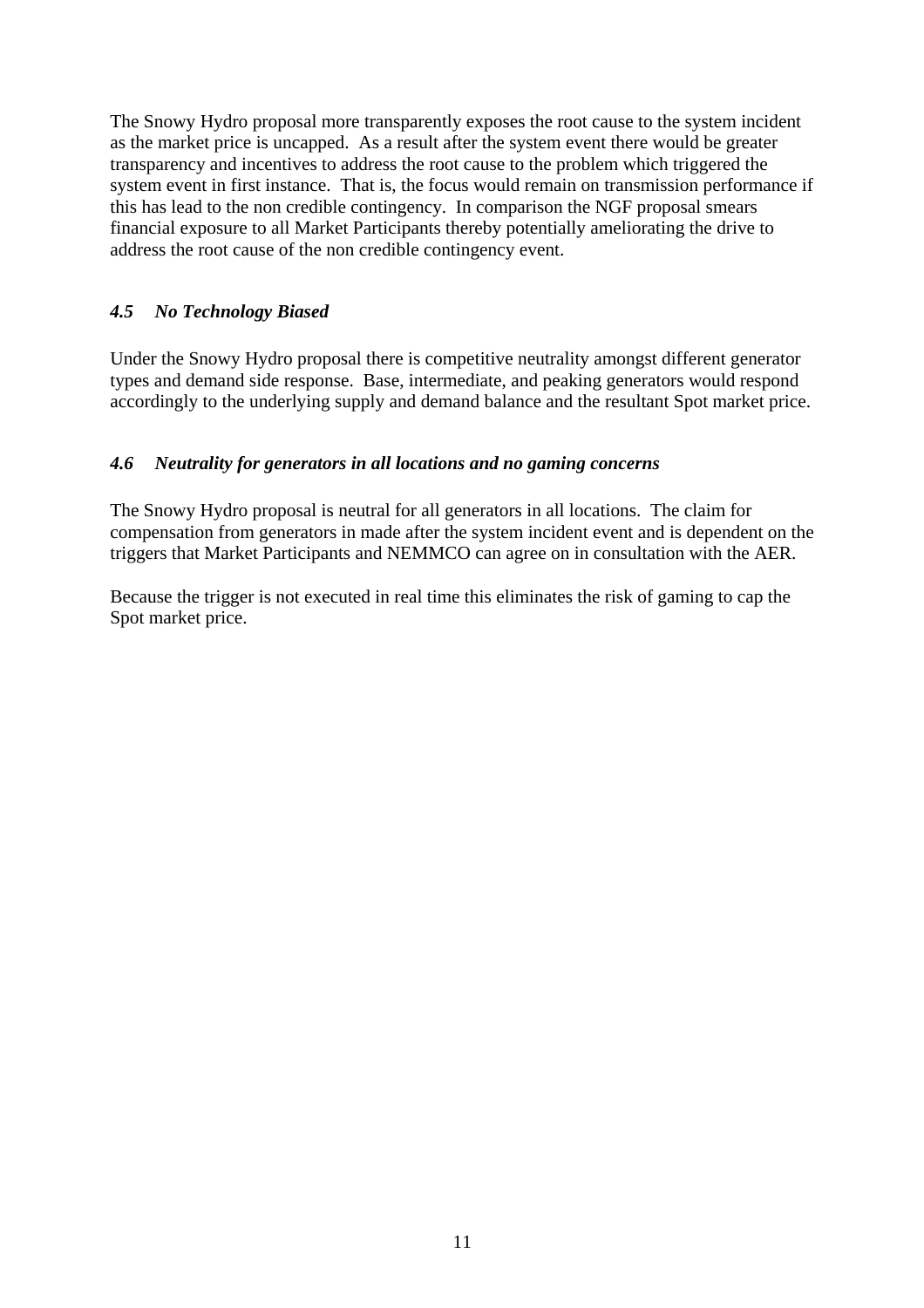The Snowy Hydro proposal more transparently exposes the root cause to the system incident as the market price is uncapped. As a result after the system event there would be greater transparency and incentives to address the root cause to the problem which triggered the system event in first instance. That is, the focus would remain on transmission performance if this has lead to the non credible contingency. In comparison the NGF proposal smears financial exposure to all Market Participants thereby potentially ameliorating the drive to address the root cause of the non credible contingency event.

### *4.5 No Technology Biased*

Under the Snowy Hydro proposal there is competitive neutrality amongst different generator types and demand side response. Base, intermediate, and peaking generators would respond accordingly to the underlying supply and demand balance and the resultant Spot market price.

### *4.6 Neutrality for generators in all locations and no gaming concerns*

The Snowy Hydro proposal is neutral for all generators in all locations. The claim for compensation from generators in made after the system incident event and is dependent on the triggers that Market Participants and NEMMCO can agree on in consultation with the AER.

Because the trigger is not executed in real time this eliminates the risk of gaming to cap the Spot market price.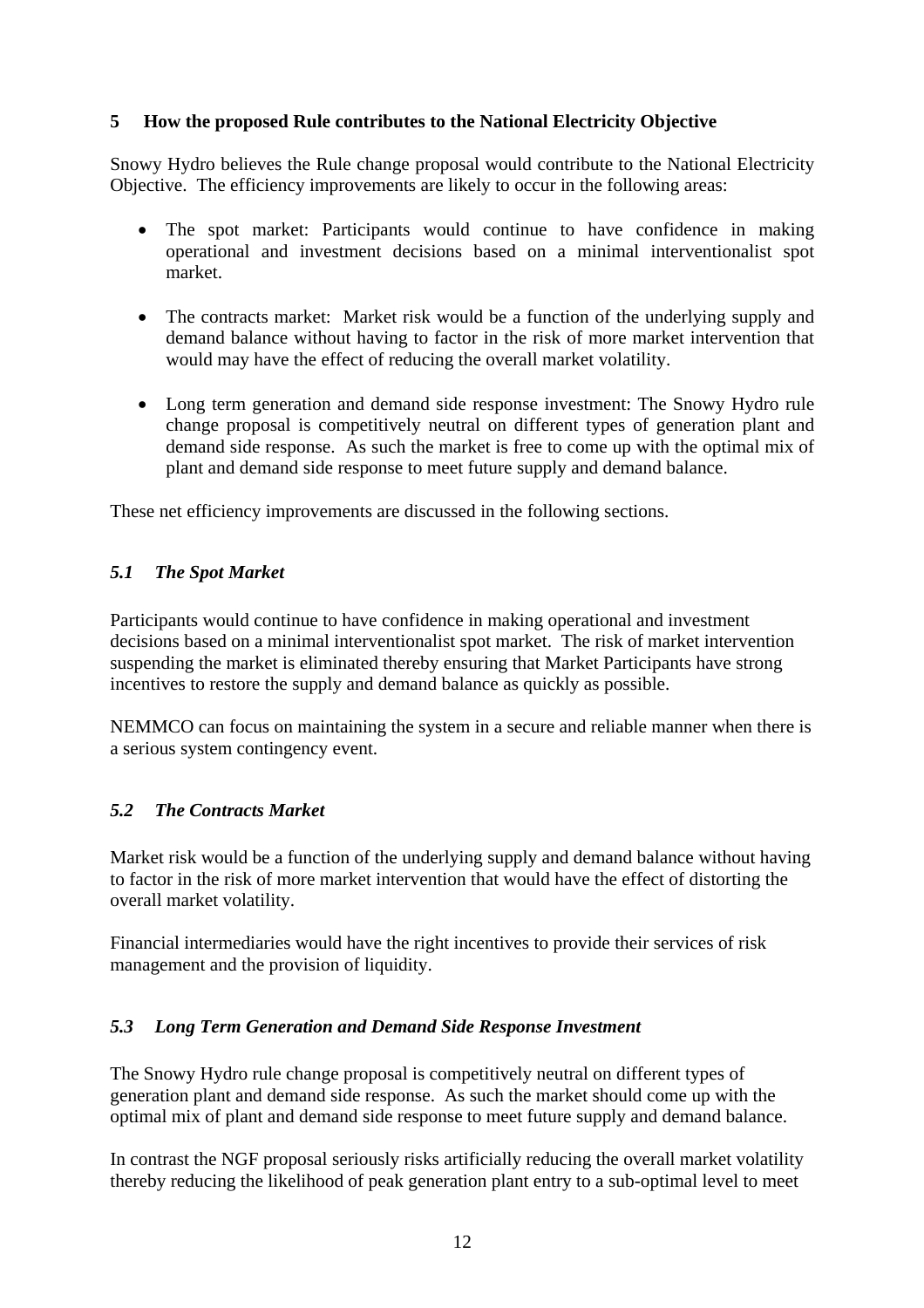## 5 How the proposed Rule contributes to the National Electricity Objective

Snowy Hydro believes the Rule change proposal would contribute to the National Electricity Objective. The efficiency improvements are likely to occur in the following areas:

- The spot market: Participants would continue to have confidence in making operational and investment decisions based on a minimal interventionalist spot market.
- The contracts market: Market risk would be a function of the underlying supply and demand balance without having to factor in the risk of more market intervention that would may have the effect of reducing the overall market volatility.
- Long term generation and demand side response investment: The Snowy Hydro rule change proposal is competitively neutral on different types of generation plant and demand side response. As such the market is free to come up with the optimal mix of plant and demand side response to meet future supply and demand balance.

These net efficiency improvements are discussed in the following sections.

### *5.1 The Spot Market*

Participants would continue to have confidence in making operational and investment decisions based on a minimal interventionalist spot market. The risk of market intervention suspending the market is eliminated thereby ensuring that Market Participants have strong incentives to restore the supply and demand balance as quickly as possible.

NEMMCO can focus on maintaining the system in a secure and reliable manner when there is a serious system contingency event.

### *5.2 The Contracts Market*

Market risk would be a function of the underlying supply and demand balance without having to factor in the risk of more market intervention that would have the effect of distorting the overall market volatility.

Financial intermediaries would have the right incentives to provide their services of risk management and the provision of liquidity.

### *5.3 Long Term Generation and Demand Side Response Investment*

The Snowy Hydro rule change proposal is competitively neutral on different types of generation plant and demand side response. As such the market should come up with the optimal mix of plant and demand side response to meet future supply and demand balance.

In contrast the NGF proposal seriously risks artificially reducing the overall market volatility thereby reducing the likelihood of peak generation plant entry to a sub-optimal level to meet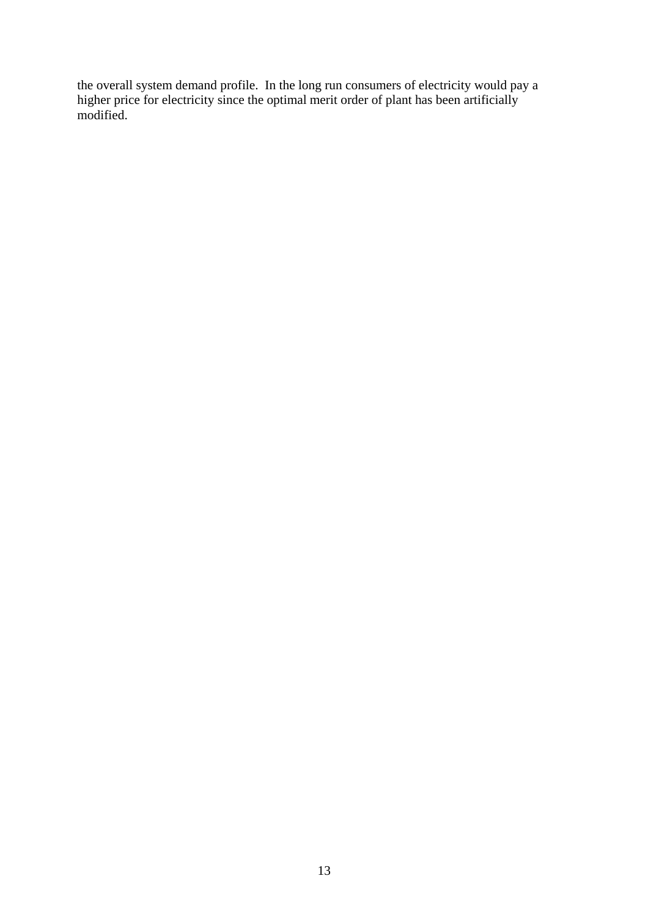the overall system demand profile. In the long run consumers of electricity would pay a higher price for electricity since the optimal merit order of plant has been artificially modified.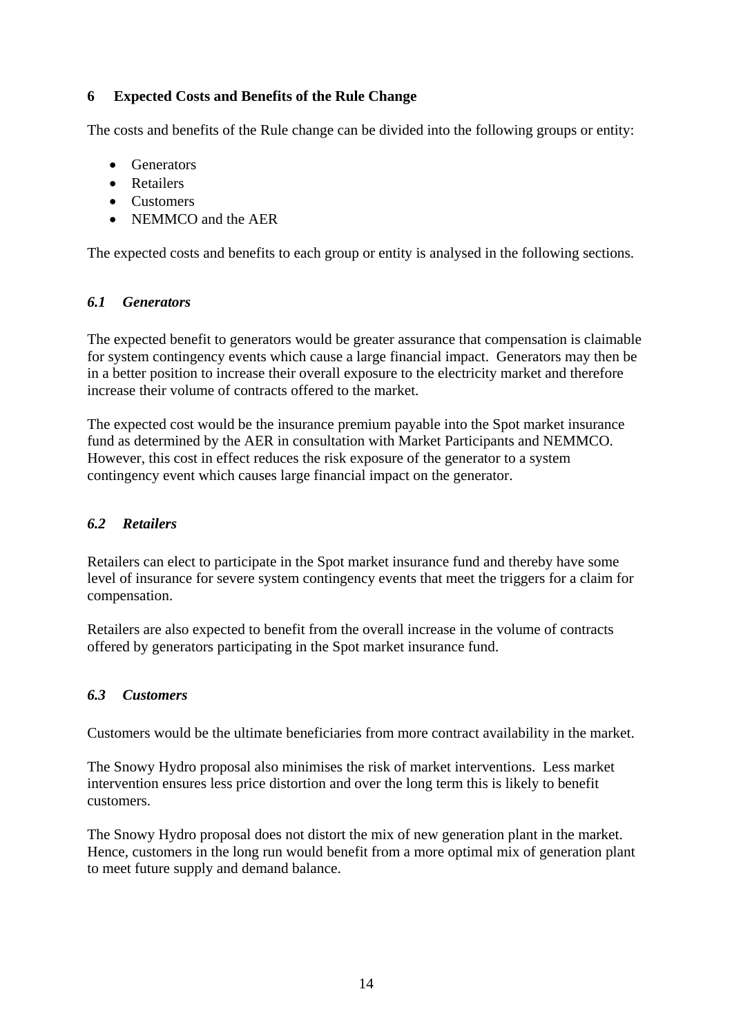## 6 Expected Costs and Benefits of the Rule Change

The costs and benefits of the Rule change can be divided into the following groups or entity:

- Generators
- Retailers
- Customers
- NEMMCO and the AER

The expected costs and benefits to each group or entity is analysed in the following sections.

### *6.1 Generators*

The expected benefit to generators would be greater assurance that compensation is claimable for system contingency events which cause a large financial impact. Generators may then be in a better position to increase their overall exposure to the electricity market and therefore increase their volume of contracts offered to the market.

The expected cost would be the insurance premium payable into the Spot market insurance fund as determined by the AER in consultation with Market Participants and NEMMCO. However, this cost in effect reduces the risk exposure of the generator to a system contingency event which causes large financial impact on the generator.

### *6.2 Retailers*

Retailers can elect to participate in the Spot market insurance fund and thereby have some level of insurance for severe system contingency events that meet the triggers for a claim for compensation.

Retailers are also expected to benefit from the overall increase in the volume of contracts offered by generators participating in the Spot market insurance fund.

### *6.3 Customers*

Customers would be the ultimate beneficiaries from more contract availability in the market.

The Snowy Hydro proposal also minimises the risk of market interventions. Less market intervention ensures less price distortion and over the long term this is likely to benefit customers.

The Snowy Hydro proposal does not distort the mix of new generation plant in the market. Hence, customers in the long run would benefit from a more optimal mix of generation plant to meet future supply and demand balance.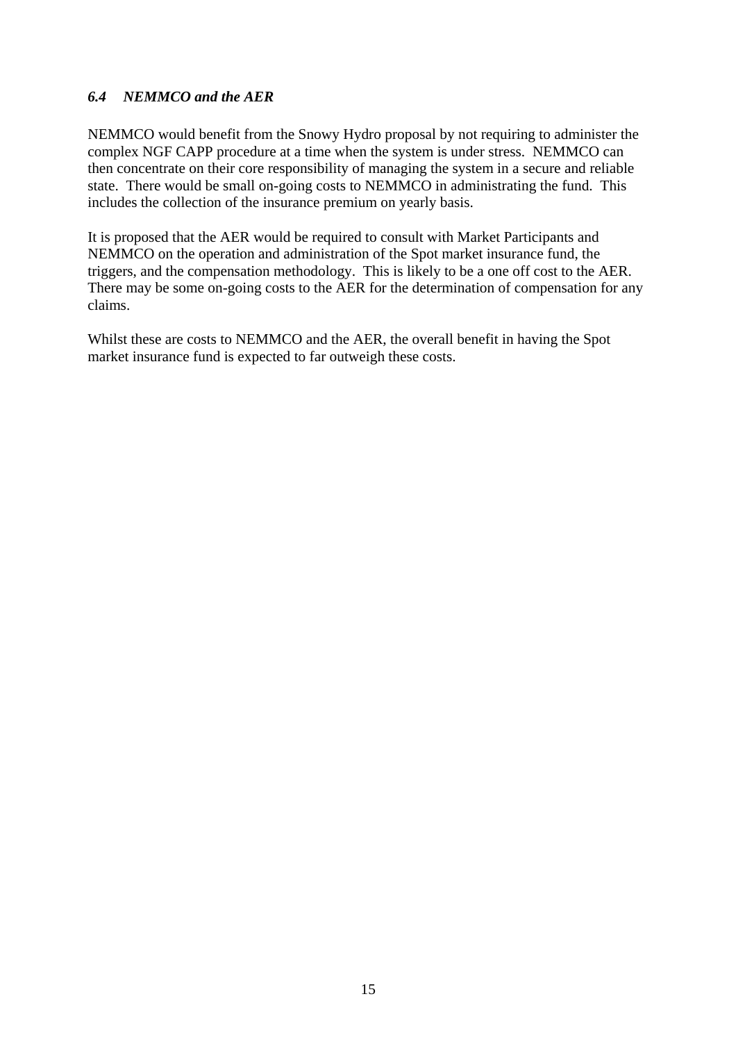### *6.4 NEMMCO and the AER*

NEMMCO would benefit from the Snowy Hydro proposal by not requiring to administer the complex NGF CAPP procedure at a time when the system is under stress. NEMMCO can then concentrate on their core responsibility of managing the system in a secure and reliable state. There would be small on-going costs to NEMMCO in administrating the fund. This includes the collection of the insurance premium on yearly basis.

It is proposed that the AER would be required to consult with Market Participants and NEMMCO on the operation and administration of the Spot market insurance fund, the triggers, and the compensation methodology. This is likely to be a one off cost to the AER. There may be some on-going costs to the AER for the determination of compensation for any claims.

Whilst these are costs to NEMMCO and the AER, the overall benefit in having the Spot market insurance fund is expected to far outweigh these costs.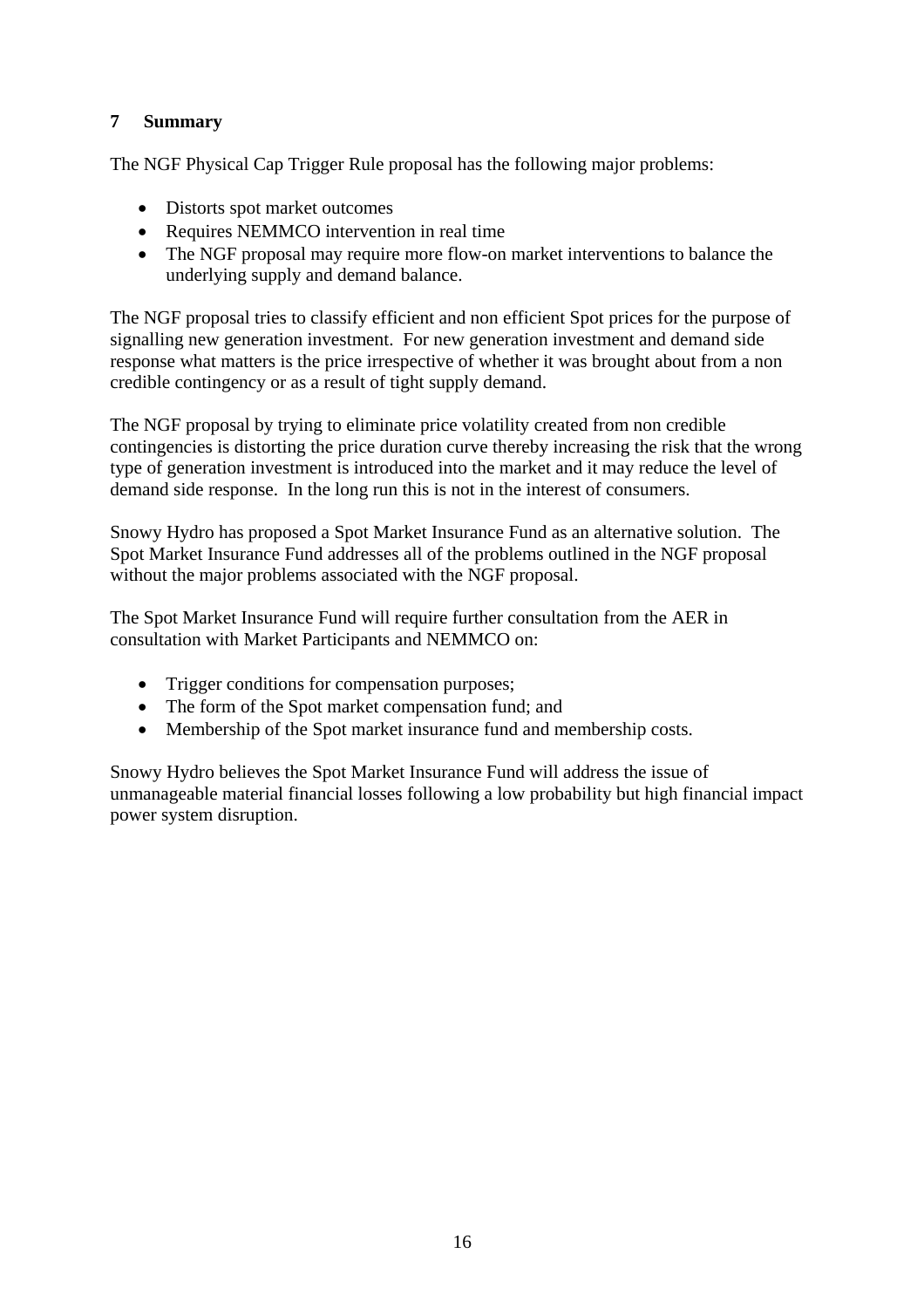## 7 Summary

The NGF Physical Cap Trigger Rule proposal has the following major problems:

- Distorts spot market outcomes
- Requires NEMMCO intervention in real time
- The NGF proposal may require more flow-on market interventions to balance the underlying supply and demand balance.

The NGF proposal tries to classify efficient and non efficient Spot prices for the purpose of signalling new generation investment. For new generation investment and demand side response what matters is the price irrespective of whether it was brought about from a non credible contingency or as a result of tight supply demand.

The NGF proposal by trying to eliminate price volatility created from non credible contingencies is distorting the price duration curve thereby increasing the risk that the wrong type of generation investment is introduced into the market and it may reduce the level of demand side response. In the long run this is not in the interest of consumers.

Snowy Hydro has proposed a Spot Market Insurance Fund as an alternative solution. The Spot Market Insurance Fund addresses all of the problems outlined in the NGF proposal without the major problems associated with the NGF proposal.

The Spot Market Insurance Fund will require further consultation from the AER in consultation with Market Participants and NEMMCO on:

- Trigger conditions for compensation purposes;
- The form of the Spot market compensation fund; and
- Membership of the Spot market insurance fund and membership costs.

Snowy Hydro believes the Spot Market Insurance Fund will address the issue of unmanageable material financial losses following a low probability but high financial impact power system disruption.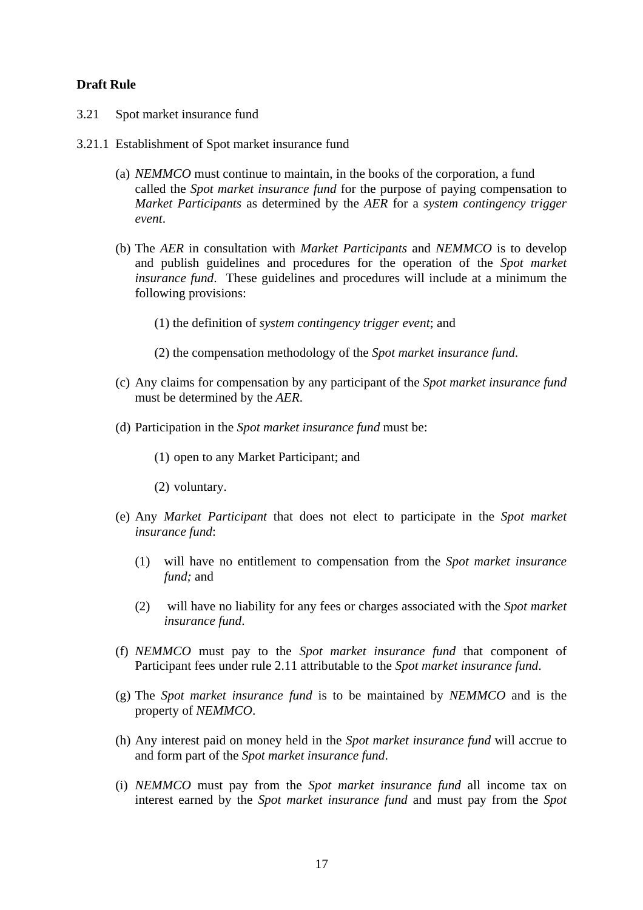**Draft Rule**

3.21 Spot market insurance fund

3.21.1 Establishment of Spot market insurance fund

(a) *NEMMCO* must continue to maintain, in the books of the corporation, a fund called the *Spot market insurance fund* for the purpose of paying compensation to *Market Participants* as determined by the *AER* for a *system contingency trigger event*.

(b) The *AER* in consultation with *Market Participants* and *NEMMCO* is to develop and publish guidelines and procedures for the operation of the *Spot market insurance fund*. These guidelines and procedures will include at a minimum the following provisions:

(1) the definition of *system contingency trigger event*; and

(2) the compensation methodology of the *Spot market insurance fund*.

(c) Any claims for compensation by any participant of the *Spot market insurance fund* must be determined by the *AER*.

(d) Participation in the *Spot market insurance fund* must be:

(1) open to any Market Participant; and

(2) voluntary.

(e) Any *Market Participant* that does not elect to participate in the *Spot market insurance fund*:

(1) will have no entitlement to compensation from the *Spot market insurance fund;* and

(2) will have no liability for any fees or charges associated with the *Spot market insurance fund*.

(f) *NEMMCO* must pay to the *Spot market insurance fund* that component of Participant fees under rule 2.11 attributable to the *Spot market insurance fund*.

(g) The *Spot market insurance fund* is to be maintained by *NEMMCO* and is the property of *NEMMCO*.

(h) Any interest paid on money held in the *Spot market insurance fund* will accrue to and form part of the *Spot market insurance fund*.

(i) *NEMMCO* must pay from the *Spot market insurance fund* all income tax on interest earned by the *Spot market insurance fund* and must pay from the *Spot*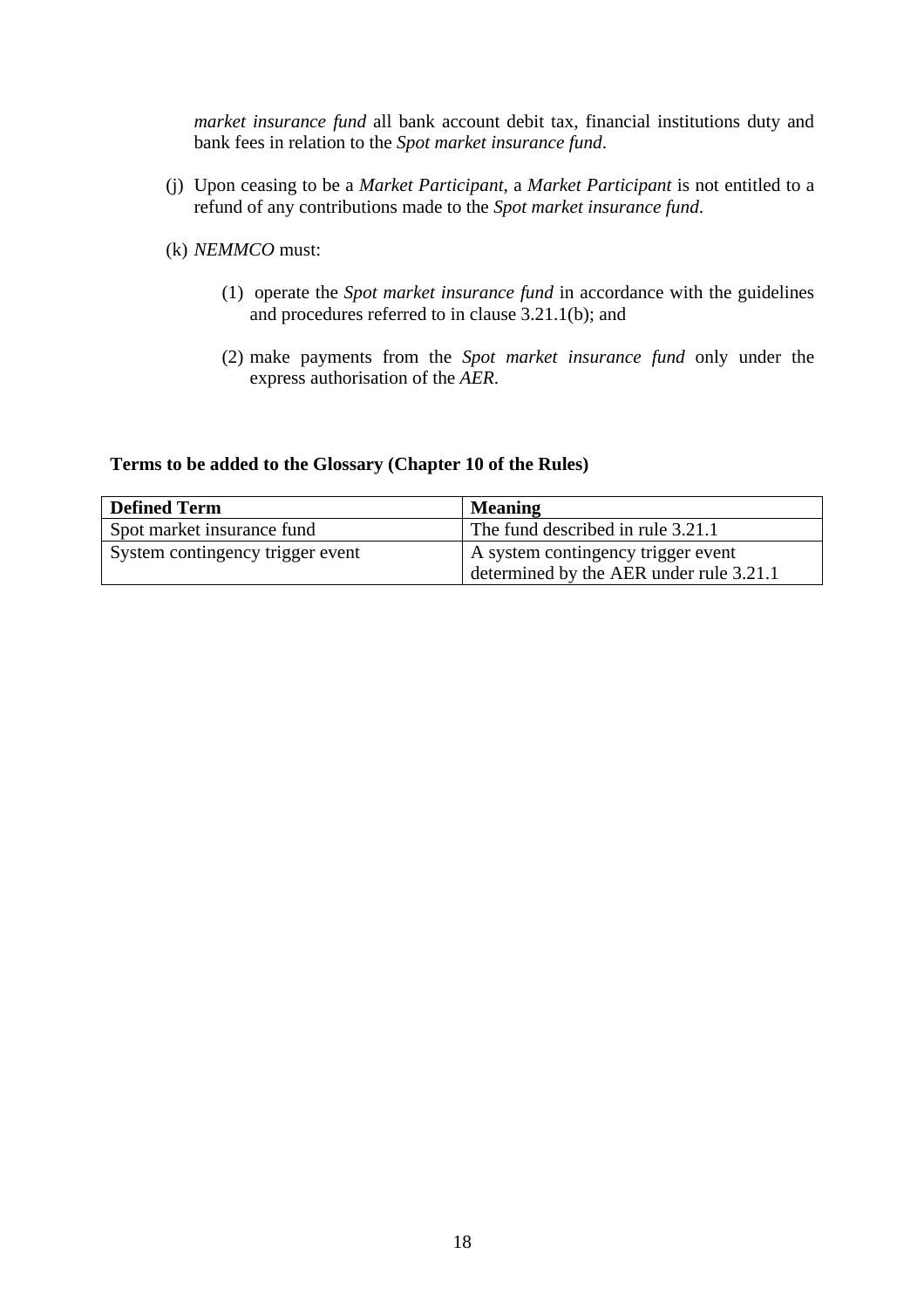*market insurance fund* all bank account debit tax, financial institutions duty and bank fees in relation to the *Spot market insurance fund*.

(j) Upon ceasing to be a *Market Participant*, a *Market Participant* is not entitled to a refund of any contributions made to the *Spot market insurance fund*.

(k) *NEMMCO* must:

(1) operate the *Spot market insurance fund* in accordance with the guidelines and procedures referred to in clause 3.21.1(b); and

(2) make payments from the *Spot market insurance fund* only under the express authorisation of the *AER*.

**Terms to be added to the Glossary (Chapter 10 of the Rules)**

| Defined Term | Meaning |
|---|---|
| Spot market insurance fund | The fund described in rule 3.21.1 |
| System contingency trigger event | A system contingency trigger event determined by the AER under rule 3.21.1 |